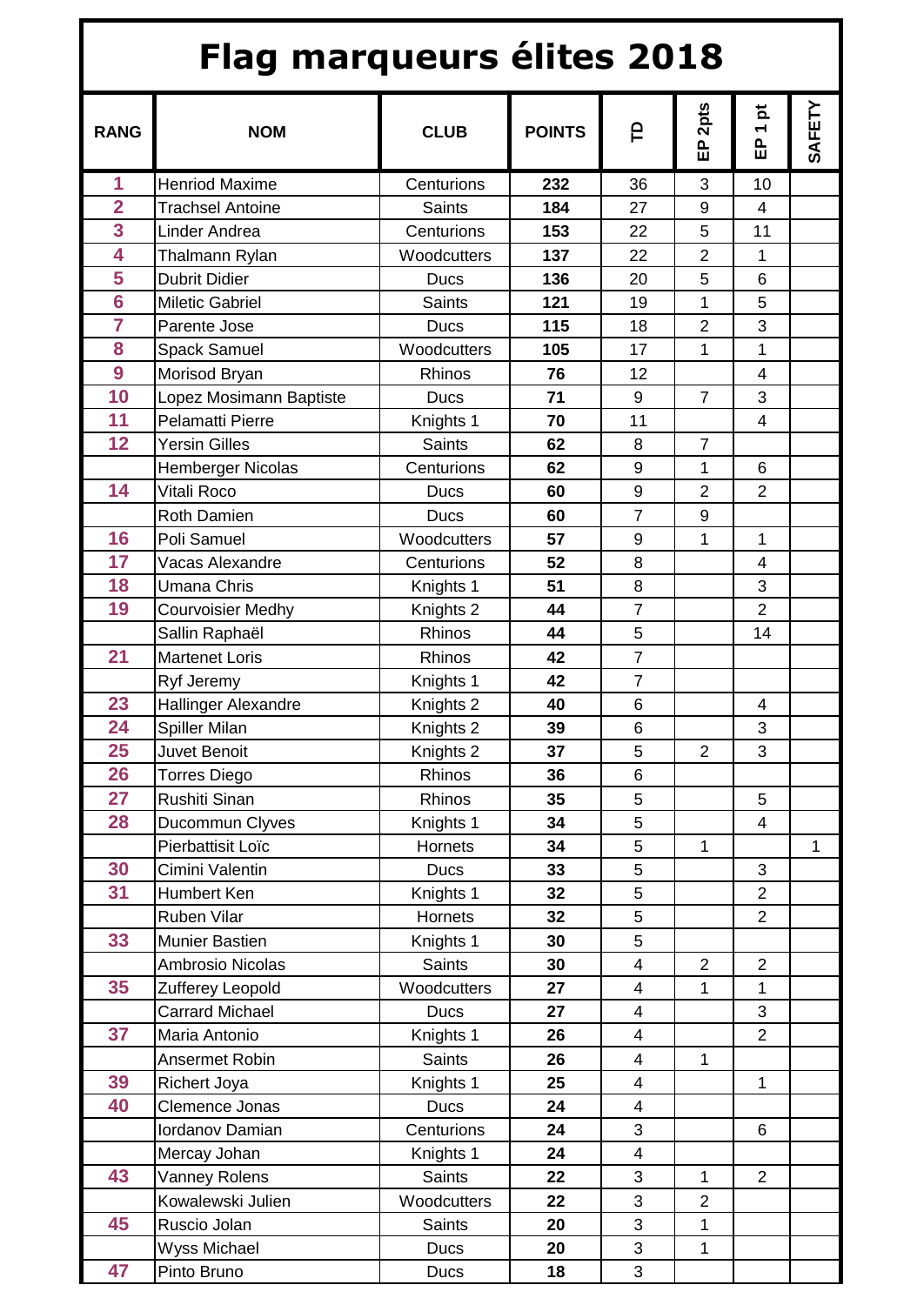# Flag marqueurs élites 2018

| RANG | NOM | CLUB | POINTS | TD | EP 2pts | EP 1 pt | SAFETY |
|---|---|---|---|---|---|---|---|
| 1 | Henriod Maxime | Centurions | **232** | 36 | 3 | 10 | |
| 2 | Trachsel Antoine | Saints | **184** | 27 | 9 | 4 | |
| 3 | Linder Andrea | Centurions | **153** | 22 | 5 | 11 | |
| 4 | Thalmann Rylan | Woodcutters | **137** | 22 | 2 | 1 | |
| 5 | Dubrit Didier | Ducs | **136** | 20 | 5 | 6 | |
| 6 | Miletic Gabriel | Saints | **121** | 19 | 1 | 5 | |
| 7 | Parente Jose | Ducs | **115** | 18 | 2 | 3 | |
| 8 | Spack Samuel | Woodcutters | **105** | 17 | 1 | 1 | |
| 9 | Morisod Bryan | Rhinos | **76** | 12 | | 4 | |
| 10 | Lopez Mosimann Baptiste | Ducs | **71** | 9 | 7 | 3 | |
| 11 | Pelamatti Pierre | Knights 1 | **70** | 11 | | 4 | |
| 12 | Yersin Gilles | Saints | **62** | 8 | 7 | | |
| | Hemberger Nicolas | Centurions | **62** | 9 | 1 | 6 | |
| 14 | Vitali Roco | Ducs | **60** | 9 | 2 | 2 | |
| | Roth Damien | Ducs | **60** | 7 | 9 | | |
| 16 | Poli Samuel | Woodcutters | **57** | 9 | 1 | 1 | |
| 17 | Vacas Alexandre | Centurions | **52** | 8 | | 4 | |
| 18 | Umana Chris | Knights 1 | **51** | 8 | | 3 | |
| 19 | Courvoisier Medhy | Knights 2 | **44** | 7 | | 2 | |
| | Sallin Raphaël | Rhinos | **44** | 5 | | 14 | |
| 21 | Martenet Loris | Rhinos | **42** | 7 | | | |
| | Ryf Jeremy | Knights 1 | **42** | 7 | | | |
| 23 | Hallinger Alexandre | Knights 2 | **40** | 6 | | 4 | |
| 24 | Spiller Milan | Knights 2 | **39** | 6 | | 3 | |
| 25 | Juvet Benoit | Knights 2 | **37** | 5 | 2 | 3 | |
| 26 | Torres Diego | Rhinos | **36** | 6 | | | |
| 27 | Rushiti Sinan | Rhinos | **35** | 5 | | 5 | |
| 28 | Ducommun Clyves | Knights 1 | **34** | 5 | | 4 | |
| | Pierbattisit Loïc | Hornets | **34** | 5 | 1 | | 1 |
| 30 | Cimini Valentin | Ducs | **33** | 5 | | 3 | |
| 31 | Humbert Ken | Knights 1 | **32** | 5 | | 2 | |
| | Ruben Vilar | Hornets | **32** | 5 | | 2 | |
| 33 | Munier Bastien | Knights 1 | **30** | 5 | | | |
| | Ambrosio Nicolas | Saints | **30** | 4 | 2 | 2 | |
| 35 | Zufferey Leopold | Woodcutters | **27** | 4 | 1 | 1 | |
| | Carrard Michael | Ducs | **27** | 4 | | 3 | |
| 37 | Maria Antonio | Knights 1 | **26** | 4 | | 2 | |
| | Ansermet Robin | Saints | **26** | 4 | 1 | | |
| 39 | Richert Joya | Knights 1 | **25** | 4 | | 1 | |
| 40 | Clemence Jonas | Ducs | **24** | 4 | | | |
| | Iordanov Damian | Centurions | **24** | 3 | | 6 | |
| | Mercay Johan | Knights 1 | **24** | 4 | | | |
| 43 | Vanney Rolens | Saints | **22** | 3 | 1 | 2 | |
| | Kowalewski Julien | Woodcutters | **22** | 3 | 2 | | |
| 45 | Ruscio Jolan | Saints | **20** | 3 | 1 | | |
| | Wyss Michael | Ducs | **20** | 3 | 1 | | |
| 47 | Pinto Bruno | Ducs | **18** | 3 | | | |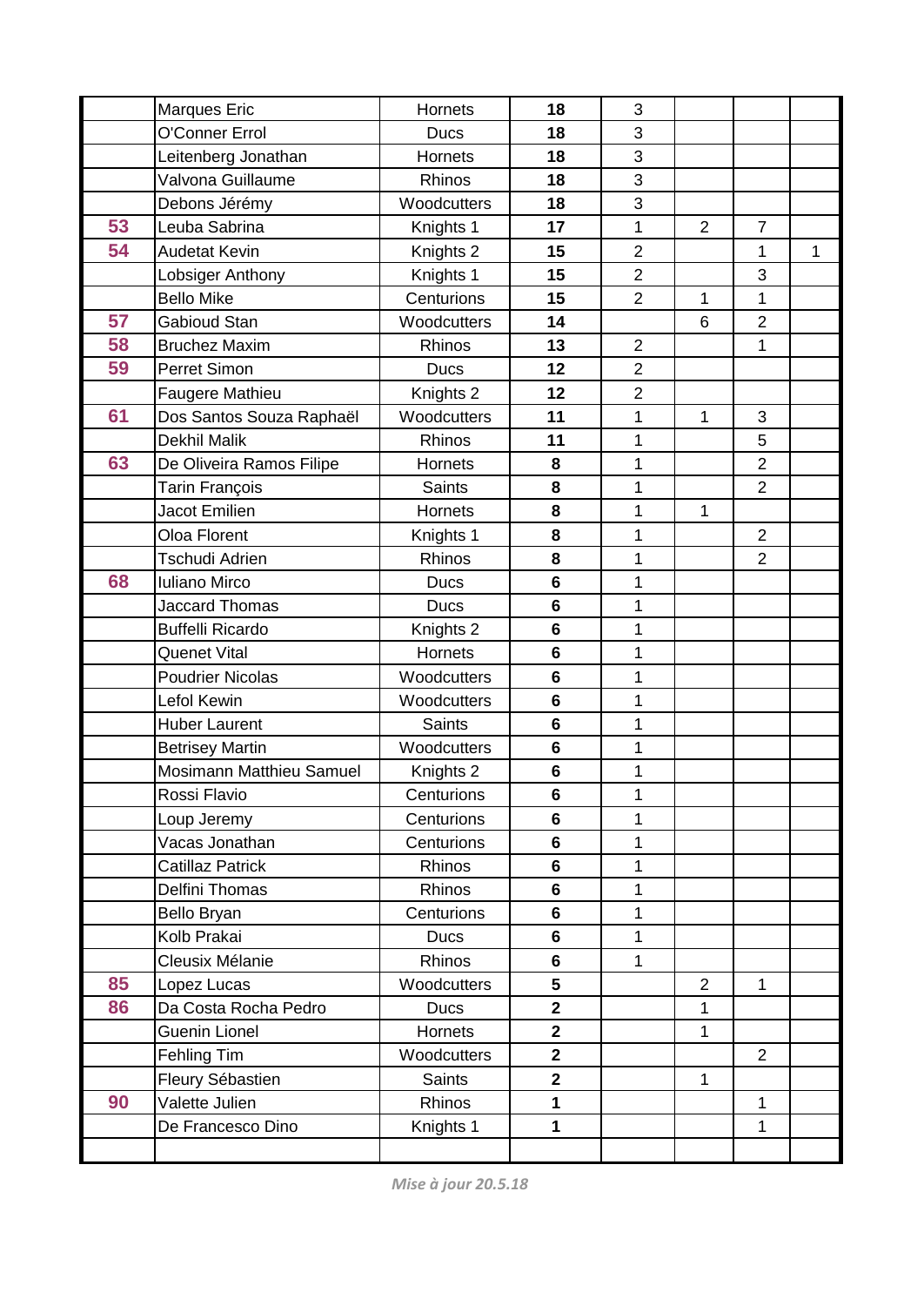| | | | | | | | |
|---|---|---|---|---|---|---|---|
| | Marques Eric | Hornets | **18** | 3 | | | |
| | O'Conner Errol | Ducs | **18** | 3 | | | |
| | Leitenberg Jonathan | Hornets | **18** | 3 | | | |
| | Valvona Guillaume | Rhinos | **18** | 3 | | | |
| | Debons Jérémy | Woodcutters | **18** | 3 | | | |
| **53** | Leuba Sabrina | Knights 1 | **17** | 1 | 2 | 7 | |
| **54** | Audetat Kevin | Knights 2 | **15** | 2 | | 1 | 1 |
| | Lobsiger Anthony | Knights 1 | **15** | 2 | | 3 | |
| | Bello Mike | Centurions | **15** | 2 | 1 | 1 | |
| **57** | Gabioud Stan | Woodcutters | **14** | | 6 | 2 | |
| **58** | Bruchez Maxim | Rhinos | **13** | 2 | | 1 | |
| **59** | Perret Simon | Ducs | **12** | 2 | | | |
| | Faugere Mathieu | Knights 2 | **12** | 2 | | | |
| **61** | Dos Santos Souza Raphaël | Woodcutters | **11** | 1 | 1 | 3 | |
| | Dekhil Malik | Rhinos | **11** | 1 | | 5 | |
| **63** | De Oliveira Ramos Filipe | Hornets | **8** | 1 | | 2 | |
| | Tarin François | Saints | **8** | 1 | | 2 | |
| | Jacot Emilien | Hornets | **8** | 1 | 1 | | |
| | Oloa Florent | Knights 1 | **8** | 1 | | 2 | |
| | Tschudi Adrien | Rhinos | **8** | 1 | | 2 | |
| **68** | Iuliano Mirco | Ducs | **6** | 1 | | | |
| | Jaccard Thomas | Ducs | **6** | 1 | | | |
| | Buffelli Ricardo | Knights 2 | **6** | 1 | | | |
| | Quenet Vital | Hornets | **6** | 1 | | | |
| | Poudrier Nicolas | Woodcutters | **6** | 1 | | | |
| | Lefol Kewin | Woodcutters | **6** | 1 | | | |
| | Huber Laurent | Saints | **6** | 1 | | | |
| | Betrisey Martin | Woodcutters | **6** | 1 | | | |
| | Mosimann Matthieu Samuel | Knights 2 | **6** | 1 | | | |
| | Rossi Flavio | Centurions | **6** | 1 | | | |
| | Loup Jeremy | Centurions | **6** | 1 | | | |
| | Vacas Jonathan | Centurions | **6** | 1 | | | |
| | Catillaz Patrick | Rhinos | **6** | 1 | | | |
| | Delfini Thomas | Rhinos | **6** | 1 | | | |
| | Bello Bryan | Centurions | **6** | 1 | | | |
| | Kolb Prakai | Ducs | **6** | 1 | | | |
| | Cleusix Mélanie | Rhinos | **6** | 1 | | | |
| **85** | Lopez Lucas | Woodcutters | **5** | | 2 | 1 | |
| **86** | Da Costa Rocha Pedro | Ducs | **2** | | 1 | | |
| | Guenin Lionel | Hornets | **2** | | 1 | | |
| | Fehling Tim | Woodcutters | **2** | | | 2 | |
| | Fleury Sébastien | Saints | **2** | | 1 | | |
| **90** | Valette Julien | Rhinos | **1** | | | 1 | |
| | De Francesco Dino | Knights 1 | **1** | | | 1 | |
| | | | | | | | |

*Mise à jour 20.5.18*